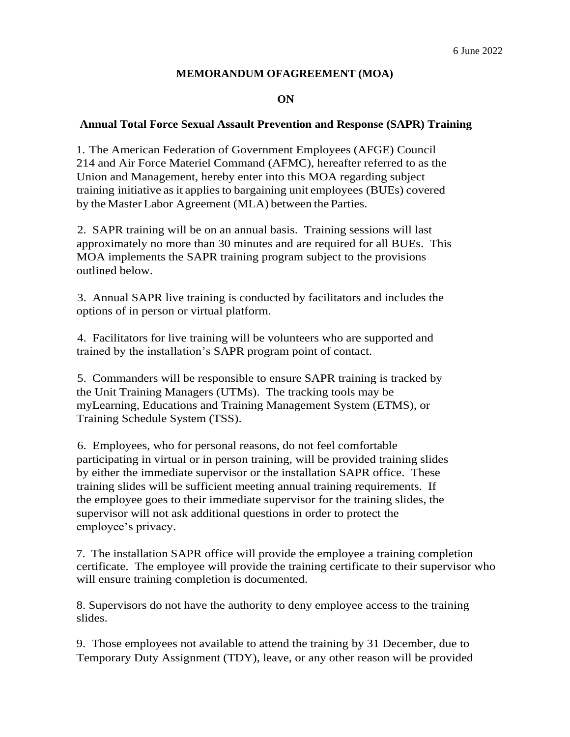6 June 2022

**MEMORANDUM OFAGREEMENT (MOA)**

**ON**

**Annual Total Force Sexual Assault Prevention and Response (SAPR) Training**

1. The American Federation of Government Employees (AFGE) Council 214 and Air Force Materiel Command (AFMC), hereafter referred to as the Union and Management, hereby enter into this MOA regarding subject training initiative as it applies to bargaining unit employees (BUEs) covered by the Master Labor Agreement (MLA) between the Parties.

2. SAPR training will be on an annual basis. Training sessions will last approximately no more than 30 minutes and are required for all BUEs. This MOA implements the SAPR training program subject to the provisions outlined below.

3. Annual SAPR live training is conducted by facilitators and includes the options of in person or virtual platform.

4. Facilitators for live training will be volunteers who are supported and trained by the installation's SAPR program point of contact.

5. Commanders will be responsible to ensure SAPR training is tracked by the Unit Training Managers (UTMs). The tracking tools may be myLearning, Educations and Training Management System (ETMS), or Training Schedule System (TSS).

6. Employees, who for personal reasons, do not feel comfortable participating in virtual or in person training, will be provided training slides by either the immediate supervisor or the installation SAPR office. These training slides will be sufficient meeting annual training requirements. If the employee goes to their immediate supervisor for the training slides, the supervisor will not ask additional questions in order to protect the employee's privacy.

7. The installation SAPR office will provide the employee a training completion certificate. The employee will provide the training certificate to their supervisor who will ensure training completion is documented.

8. Supervisors do not have the authority to deny employee access to the training slides.

9. Those employees not available to attend the training by 31 December, due to Temporary Duty Assignment (TDY), leave, or any other reason will be provided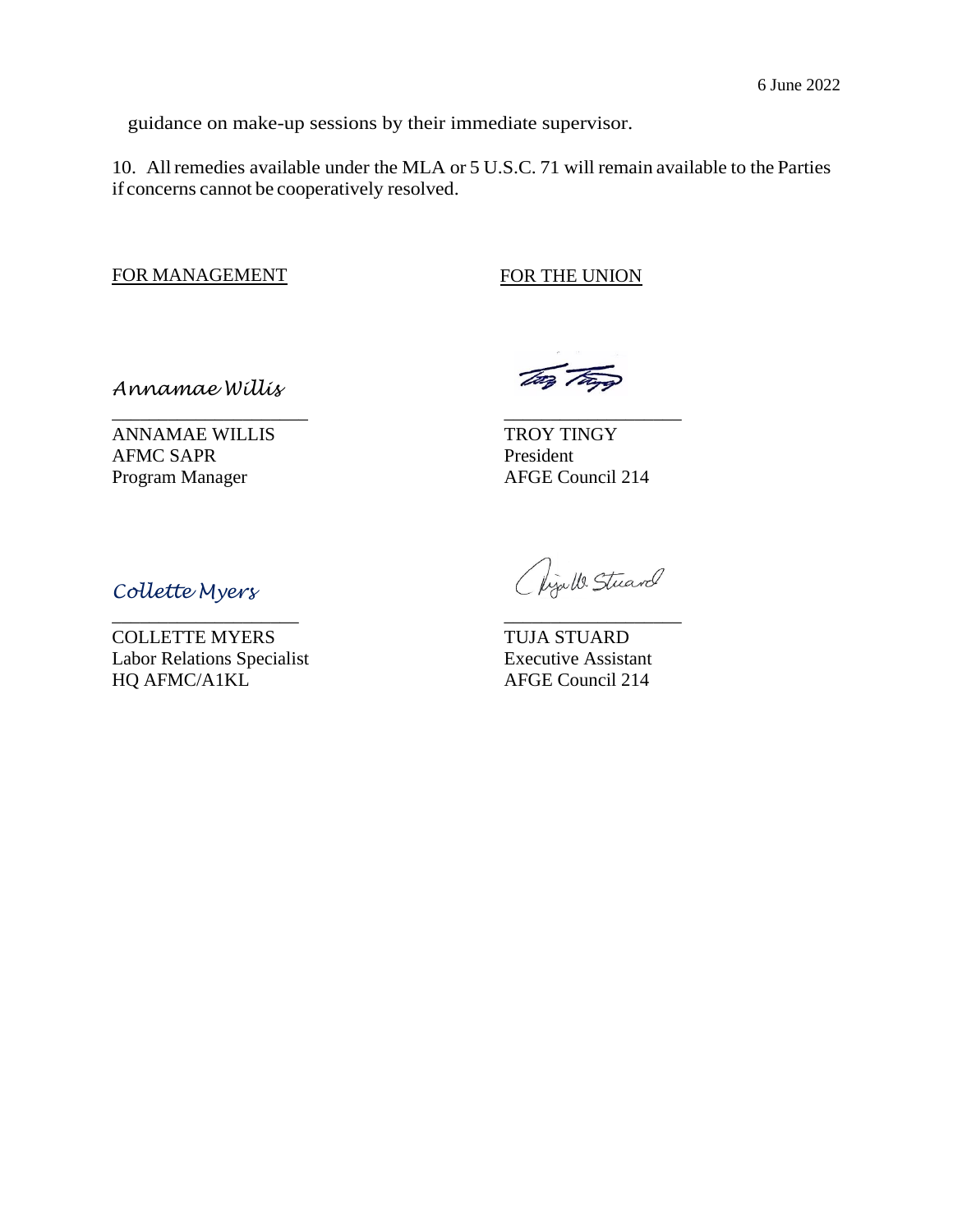guidance on make-up sessions by their immediate supervisor.

10. All remedies available under the MLA or 5 U.S.C. 71 will remain available to the Parties if concerns cannot be cooperatively resolved.

FOR MANAGEMENT

*Annamae Willis*

ANNAMAE WILLIS
AFMC SAPR
Program Manager

*Collette Myers*

COLLETTE MYERS
Labor Relations Specialist
HQ AFMC/A1KL

FOR THE UNION

TROY TINGY
President
AFGE Council 214

TUJA STUARD
Executive Assistant
AFGE Council 214